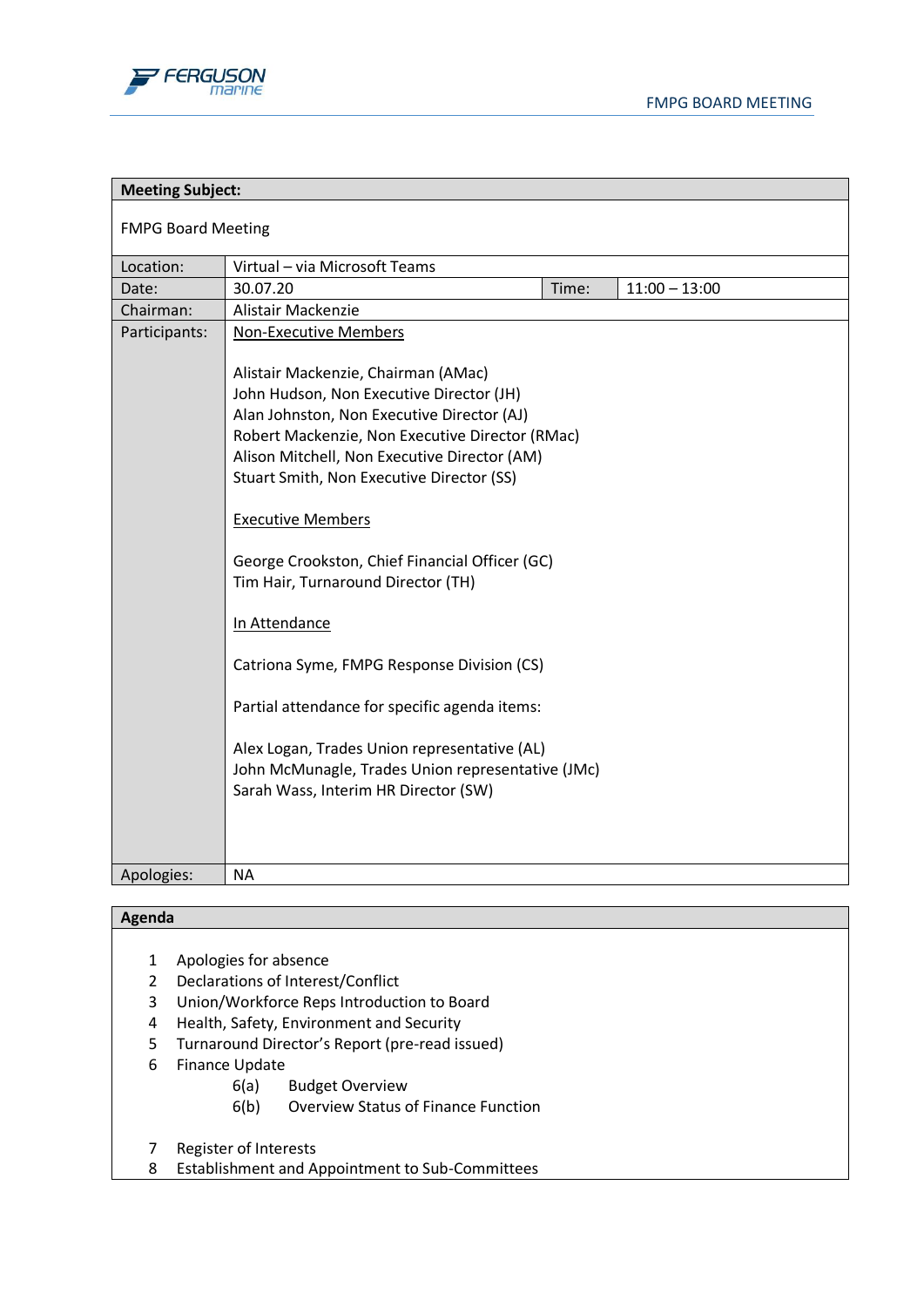| **Meeting Subject:** | | | |
|---|---|---|---|
| FMPG Board Meeting | | | |
| Location: | Virtual – via Microsoft Teams | | |
| Date: | 30.07.20 | Time: | 11:00 – 13:00 |
| Chairman: | Alistair Mackenzie | | |
| Participants: | Non-Executive Members<br><br>Alistair Mackenzie, Chairman (AMac)<br>John Hudson, Non Executive Director (JH)<br>Alan Johnston, Non Executive Director (AJ)<br>Robert Mackenzie, Non Executive Director (RMac)<br>Alison Mitchell, Non Executive Director (AM)<br>Stuart Smith, Non Executive Director (SS)<br><br>Executive Members<br><br>George Crookston, Chief Financial Officer (GC)<br>Tim Hair, Turnaround Director (TH)<br><br>In Attendance<br><br>Catriona Syme, FMPG Response Division (CS)<br><br>Partial attendance for specific agenda items:<br><br>Alex Logan, Trades Union representative (AL)<br>John McMunagle, Trades Union representative (JMc)<br>Sarah Wass, Interim HR Director (SW) | | |
| Apologies: | NA | | |

**Agenda**

1. Apologies for absence
2. Declarations of Interest/Conflict
3. Union/Workforce Reps Introduction to Board
4. Health, Safety, Environment and Security
5. Turnaround Director's Report (pre-read issued)
6. Finance Update
   - 6(a) Budget Overview
   - 6(b) Overview Status of Finance Function
7. Register of Interests
8. Establishment and Appointment to Sub-Committees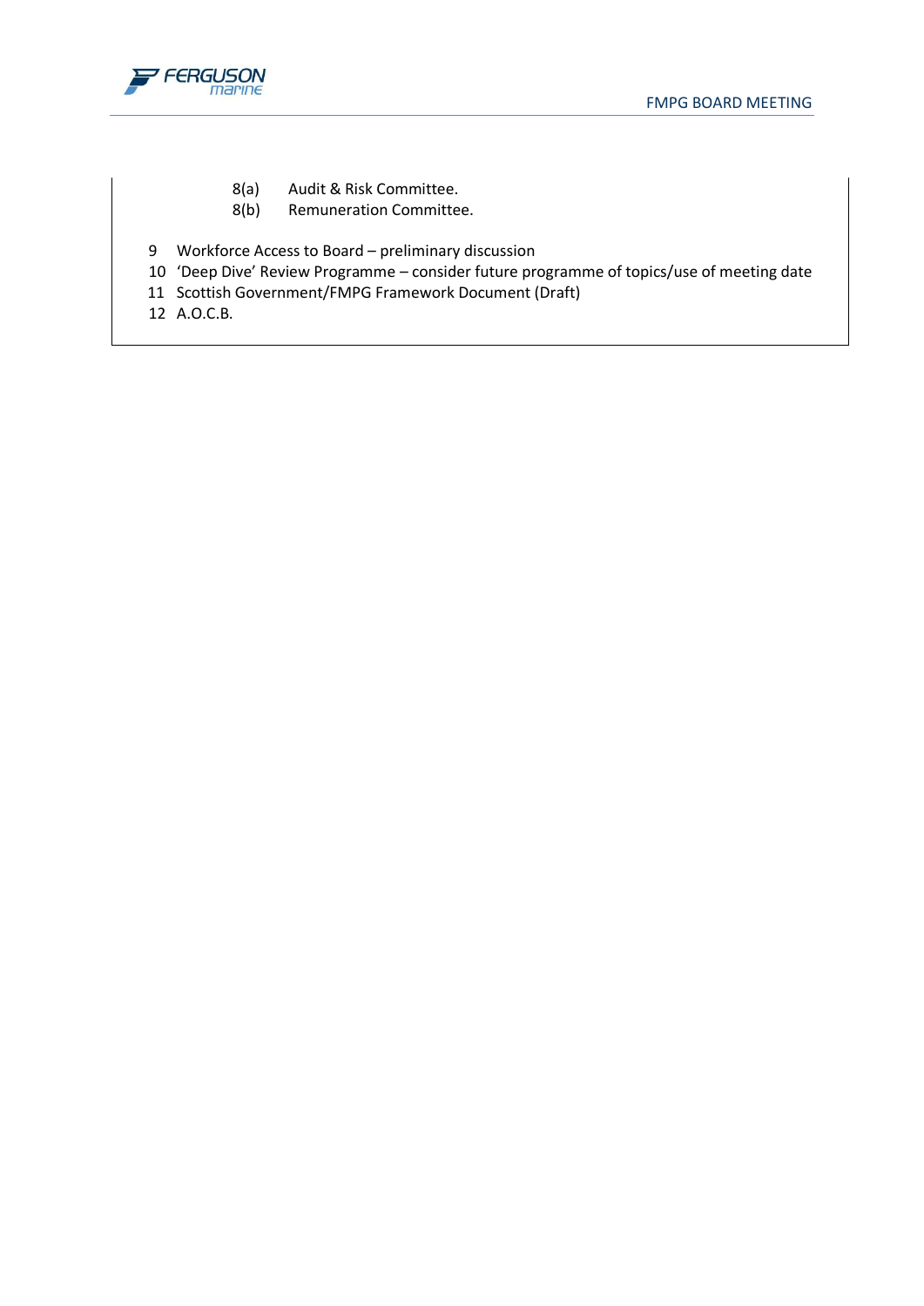- 8(a) Audit & Risk Committee.
- 8(b) Remuneration Committee.

9 Workforce Access to Board – preliminary discussion

10 'Deep Dive' Review Programme – consider future programme of topics/use of meeting date

11 Scottish Government/FMPG Framework Document (Draft)

12 A.O.C.B.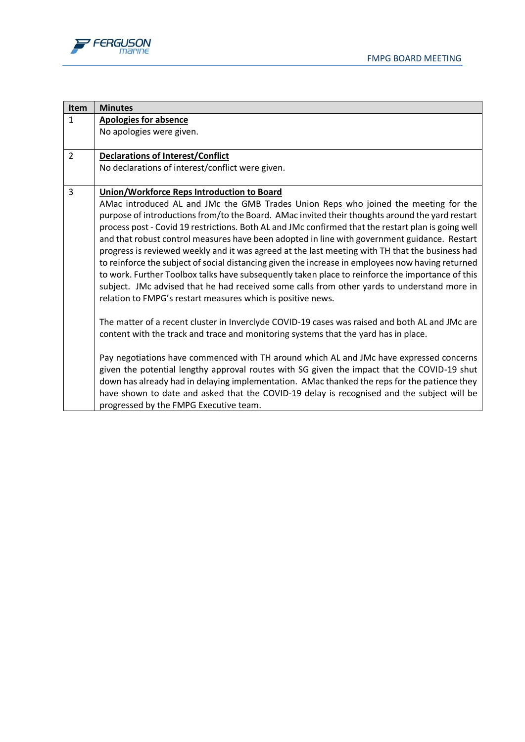| Item | Minutes |
|---|---|
| 1 | **Apologies for absence**<br>No apologies were given. |
| 2 | **Declarations of Interest/Conflict**<br>No declarations of interest/conflict were given. |
| 3 | **Union/Workforce Reps Introduction to Board**<br>AMac introduced AL and JMc the GMB Trades Union Reps who joined the meeting for the purpose of introductions from/to the Board. AMac invited their thoughts around the yard restart process post - Covid 19 restrictions. Both AL and JMc confirmed that the restart plan is going well and that robust control measures have been adopted in line with government guidance. Restart progress is reviewed weekly and it was agreed at the last meeting with TH that the business had to reinforce the subject of social distancing given the increase in employees now having returned to work. Further Toolbox talks have subsequently taken place to reinforce the importance of this subject. JMc advised that he had received some calls from other yards to understand more in relation to FMPG's restart measures which is positive news.<br><br>The matter of a recent cluster in Inverclyde COVID-19 cases was raised and both AL and JMc are content with the track and trace and monitoring systems that the yard has in place.<br><br>Pay negotiations have commenced with TH around which AL and JMc have expressed concerns given the potential lengthy approval routes with SG given the impact that the COVID-19 shut down has already had in delaying implementation. AMac thanked the reps for the patience they have shown to date and asked that the COVID-19 delay is recognised and the subject will be progressed by the FMPG Executive team. |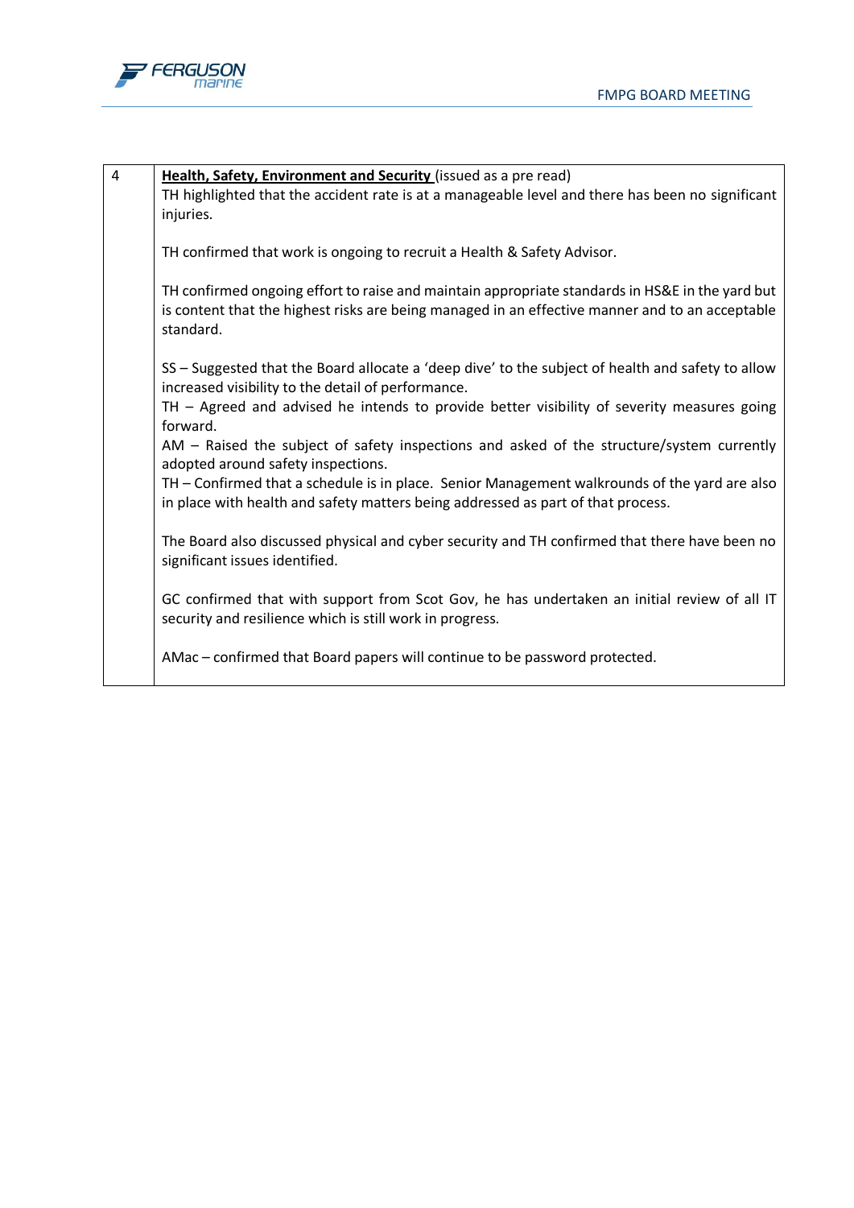| | |
|---|---|
| 4 | **<u>Health, Safety, Environment and Security</u>** (issued as a pre read)<br>TH highlighted that the accident rate is at a manageable level and there has been no significant injuries.<br><br>TH confirmed that work is ongoing to recruit a Health & Safety Advisor.<br><br>TH confirmed ongoing effort to raise and maintain appropriate standards in HS&E in the yard but is content that the highest risks are being managed in an effective manner and to an acceptable standard.<br><br>SS – Suggested that the Board allocate a 'deep dive' to the subject of health and safety to allow increased visibility to the detail of performance.<br>TH – Agreed and advised he intends to provide better visibility of severity measures going forward.<br>AM – Raised the subject of safety inspections and asked of the structure/system currently adopted around safety inspections.<br>TH – Confirmed that a schedule is in place. Senior Management walkrounds of the yard are also in place with health and safety matters being addressed as part of that process.<br><br>The Board also discussed physical and cyber security and TH confirmed that there have been no significant issues identified.<br><br>GC confirmed that with support from Scot Gov, he has undertaken an initial review of all IT security and resilience which is still work in progress.<br><br>AMac – confirmed that Board papers will continue to be password protected. |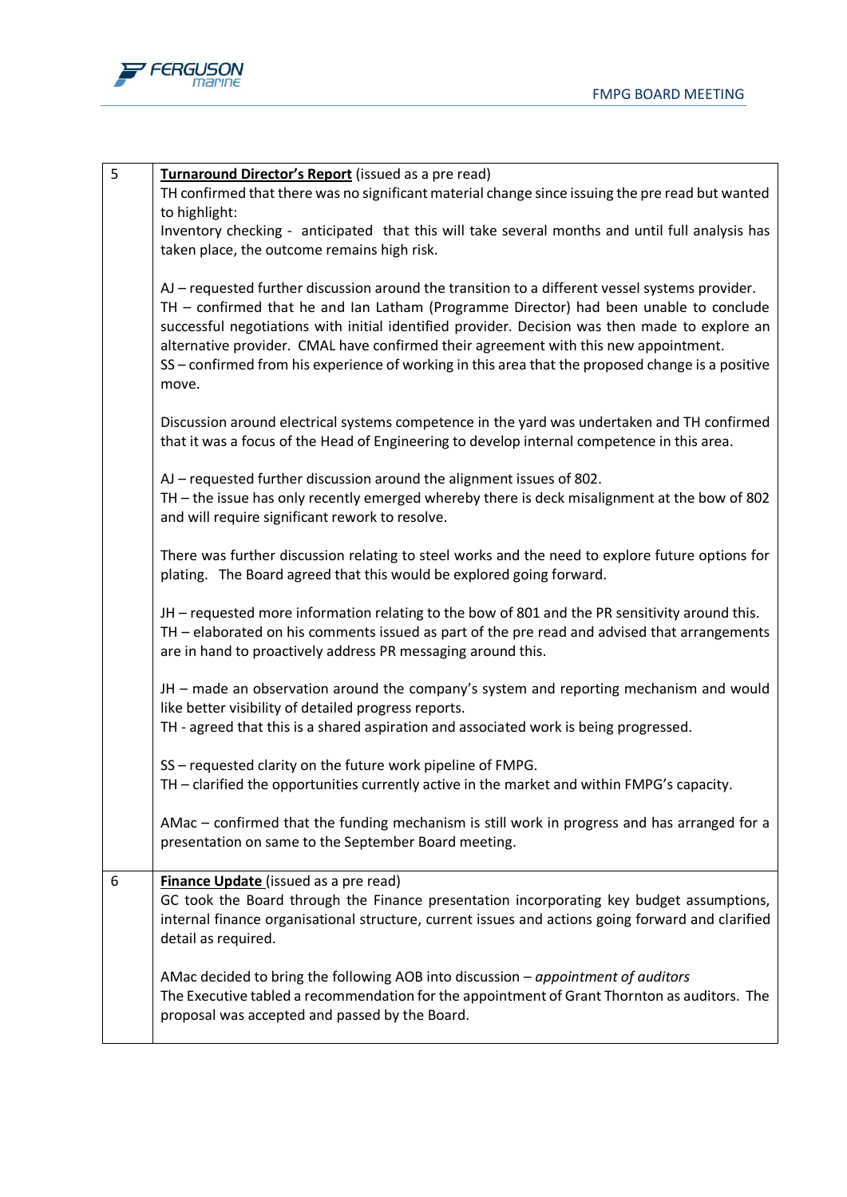| | |
|---|---|
| 5 | **Turnaround Director's Report** (issued as a pre read)<br>TH confirmed that there was no significant material change since issuing the pre read but wanted to highlight:<br>Inventory checking - anticipated that this will take several months and until full analysis has taken place, the outcome remains high risk.<br><br>AJ – requested further discussion around the transition to a different vessel systems provider.<br>TH – confirmed that he and Ian Latham (Programme Director) had been unable to conclude successful negotiations with initial identified provider. Decision was then made to explore an alternative provider. CMAL have confirmed their agreement with this new appointment.<br>SS – confirmed from his experience of working in this area that the proposed change is a positive move.<br><br>Discussion around electrical systems competence in the yard was undertaken and TH confirmed that it was a focus of the Head of Engineering to develop internal competence in this area.<br><br>AJ – requested further discussion around the alignment issues of 802.<br>TH – the issue has only recently emerged whereby there is deck misalignment at the bow of 802 and will require significant rework to resolve.<br><br>There was further discussion relating to steel works and the need to explore future options for plating. The Board agreed that this would be explored going forward.<br><br>JH – requested more information relating to the bow of 801 and the PR sensitivity around this.<br>TH – elaborated on his comments issued as part of the pre read and advised that arrangements are in hand to proactively address PR messaging around this.<br><br>JH – made an observation around the company's system and reporting mechanism and would like better visibility of detailed progress reports.<br>TH - agreed that this is a shared aspiration and associated work is being progressed.<br><br>SS – requested clarity on the future work pipeline of FMPG.<br>TH – clarified the opportunities currently active in the market and within FMPG's capacity.<br><br>AMac – confirmed that the funding mechanism is still work in progress and has arranged for a presentation on same to the September Board meeting. |
| 6 | **Finance Update** (issued as a pre read)<br>GC took the Board through the Finance presentation incorporating key budget assumptions, internal finance organisational structure, current issues and actions going forward and clarified detail as required.<br><br>AMac decided to bring the following AOB into discussion – *appointment of auditors*<br>The Executive tabled a recommendation for the appointment of Grant Thornton as auditors. The proposal was accepted and passed by the Board. |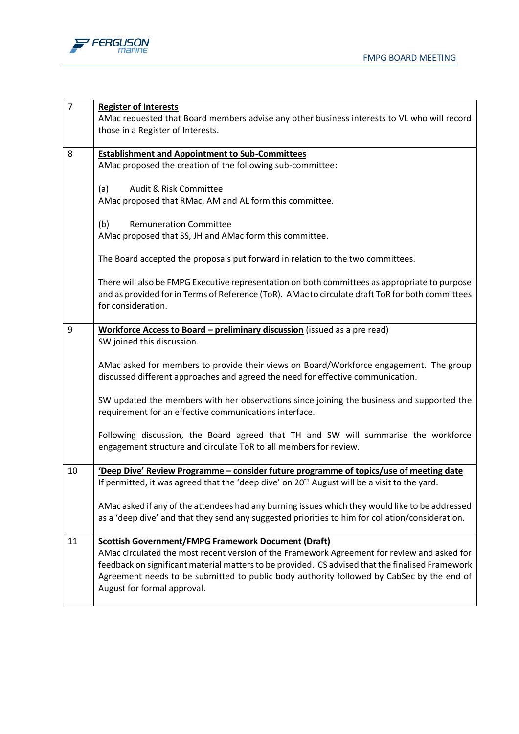| | |
|---|---|
| 7 | **Register of Interests**<br>AMac requested that Board members advise any other business interests to VL who will record those in a Register of Interests. |
| 8 | **Establishment and Appointment to Sub-Committees**<br>AMac proposed the creation of the following sub-committee:<br><br>(a) Audit & Risk Committee<br>AMac proposed that RMac, AM and AL form this committee.<br><br>(b) Remuneration Committee<br>AMac proposed that SS, JH and AMac form this committee.<br><br>The Board accepted the proposals put forward in relation to the two committees.<br><br>There will also be FMPG Executive representation on both committees as appropriate to purpose and as provided for in Terms of Reference (ToR). AMac to circulate draft ToR for both committees for consideration. |
| 9 | **Workforce Access to Board – preliminary discussion** (issued as a pre read)<br>SW joined this discussion.<br><br>AMac asked for members to provide their views on Board/Workforce engagement. The group discussed different approaches and agreed the need for effective communication.<br><br>SW updated the members with her observations since joining the business and supported the requirement for an effective communications interface.<br><br>Following discussion, the Board agreed that TH and SW will summarise the workforce engagement structure and circulate ToR to all members for review. |
| 10 | **'Deep Dive' Review Programme – consider future programme of topics/use of meeting date**<br>If permitted, it was agreed that the 'deep dive' on 20th August will be a visit to the yard.<br><br>AMac asked if any of the attendees had any burning issues which they would like to be addressed as a 'deep dive' and that they send any suggested priorities to him for collation/consideration. |
| 11 | **Scottish Government/FMPG Framework Document (Draft)**<br>AMac circulated the most recent version of the Framework Agreement for review and asked for feedback on significant material matters to be provided. CS advised that the finalised Framework Agreement needs to be submitted to public body authority followed by CabSec by the end of August for formal approval. |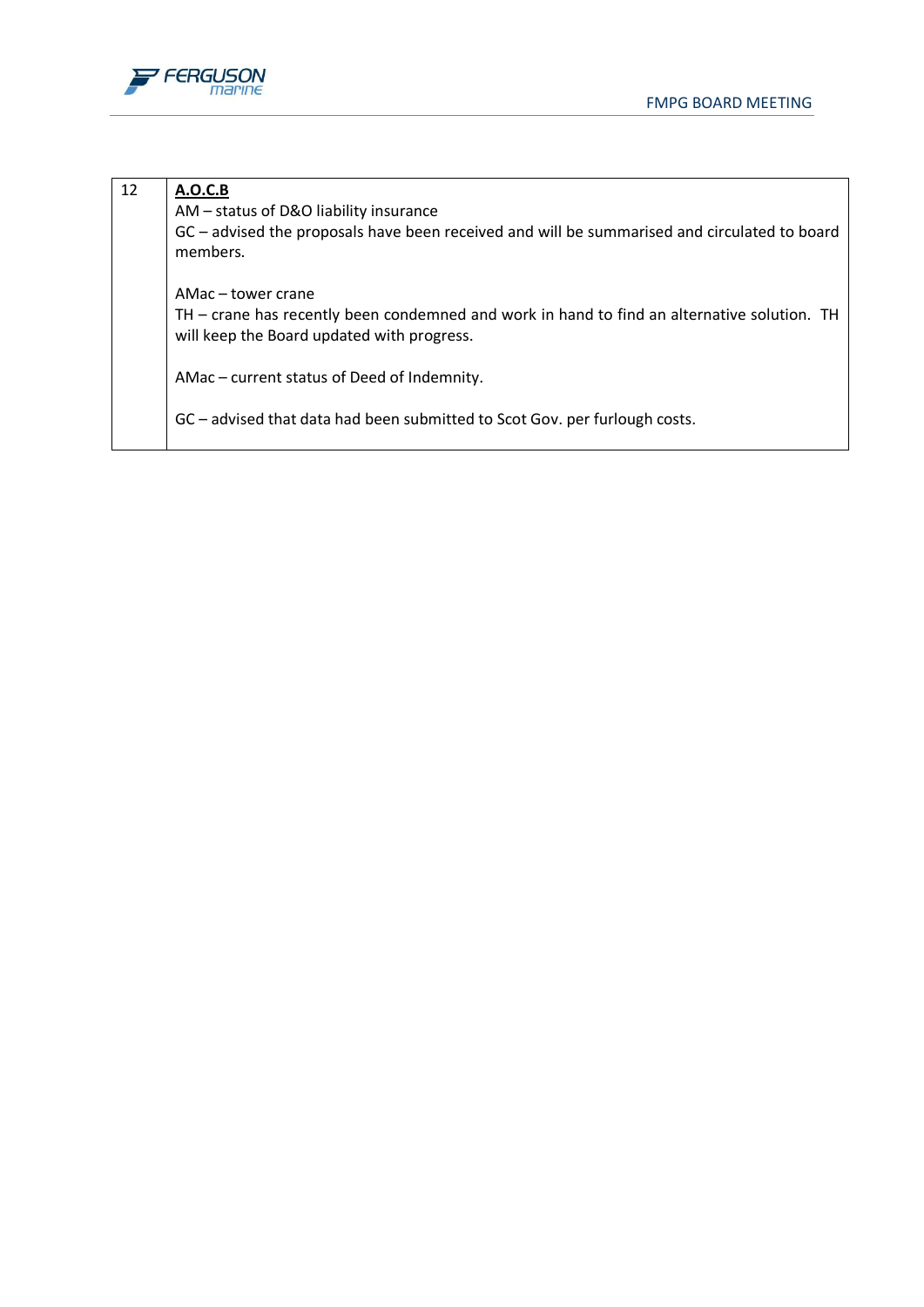| | |
|---|---|
| 12 | **<u>A.O.C.B</u>**<br>AM – status of D&O liability insurance<br>GC – advised the proposals have been received and will be summarised and circulated to board members.<br><br>AMac – tower crane<br>TH – crane has recently been condemned and work in hand to find an alternative solution. TH will keep the Board updated with progress.<br><br>AMac – current status of Deed of Indemnity.<br><br>GC – advised that data had been submitted to Scot Gov. per furlough costs. |